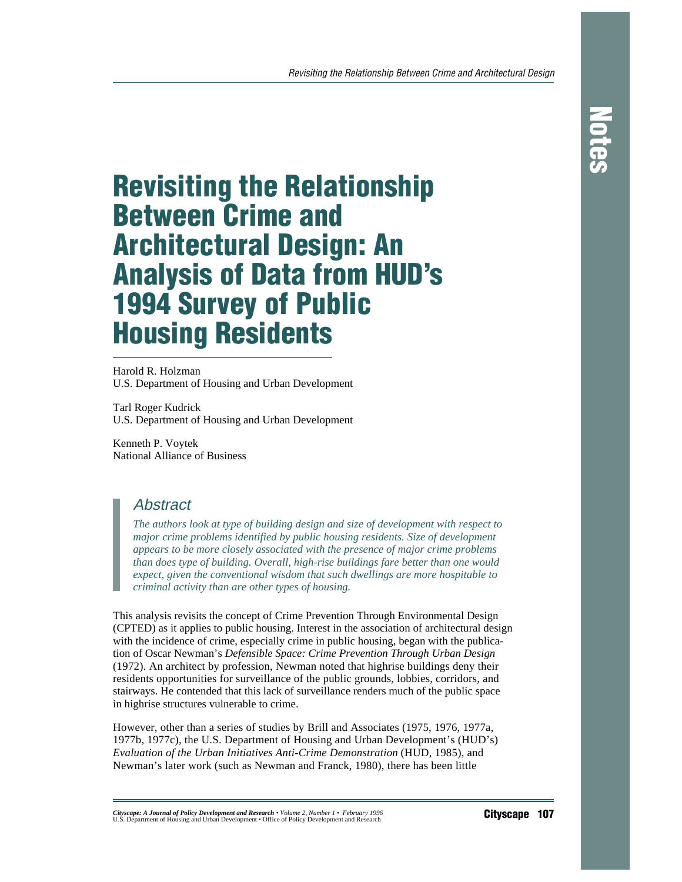# Revisiting the Relationship Between Crime and Architectural Design: An Analysis of Data from HUD's 1994 Survey of Public Housing Residents

Harold R. Holzman
U.S. Department of Housing and Urban Development

Tarl Roger Kudrick
U.S. Department of Housing and Urban Development

Kenneth P. Voytek
National Alliance of Business

## Abstract

*The authors look at type of building design and size of development with respect to major crime problems identified by public housing residents. Size of development appears to be more closely associated with the presence of major crime problems than does type of building. Overall, high-rise buildings fare better than one would expect, given the conventional wisdom that such dwellings are more hospitable to criminal activity than are other types of housing.*

This analysis revisits the concept of Crime Prevention Through Environmental Design (CPTED) as it applies to public housing. Interest in the association of architectural design with the incidence of crime, especially crime in public housing, began with the publication of Oscar Newman's *Defensible Space: Crime Prevention Through Urban Design* (1972). An architect by profession, Newman noted that highrise buildings deny their residents opportunities for surveillance of the public grounds, lobbies, corridors, and stairways. He contended that this lack of surveillance renders much of the public space in highrise structures vulnerable to crime.

However, other than a series of studies by Brill and Associates (1975, 1976, 1977a, 1977b, 1977c), the U.S. Department of Housing and Urban Development's (HUD's) *Evaluation of the Urban Initiatives Anti-Crime Demonstration* (HUD, 1985), and Newman's later work (such as Newman and Franck, 1980), there has been little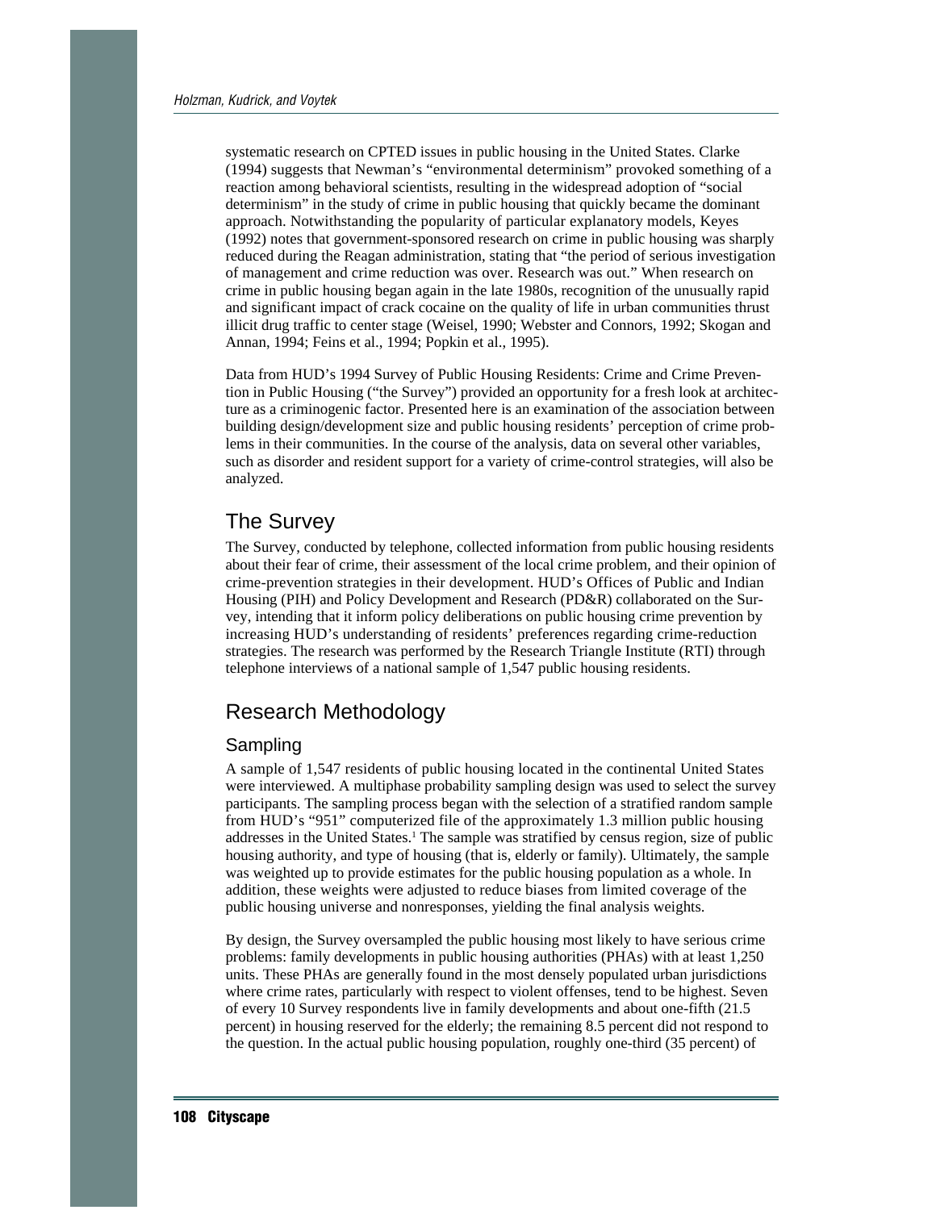systematic research on CPTED issues in public housing in the United States. Clarke (1994) suggests that Newman's "environmental determinism" provoked something of a reaction among behavioral scientists, resulting in the widespread adoption of "social determinism" in the study of crime in public housing that quickly became the dominant approach. Notwithstanding the popularity of particular explanatory models, Keyes (1992) notes that government-sponsored research on crime in public housing was sharply reduced during the Reagan administration, stating that "the period of serious investigation of management and crime reduction was over. Research was out." When research on crime in public housing began again in the late 1980s, recognition of the unusually rapid and significant impact of crack cocaine on the quality of life in urban communities thrust illicit drug traffic to center stage (Weisel, 1990; Webster and Connors, 1992; Skogan and Annan, 1994; Feins et al., 1994; Popkin et al., 1995).

Data from HUD's 1994 Survey of Public Housing Residents: Crime and Crime Prevention in Public Housing ("the Survey") provided an opportunity for a fresh look at architecture as a criminogenic factor. Presented here is an examination of the association between building design/development size and public housing residents' perception of crime problems in their communities. In the course of the analysis, data on several other variables, such as disorder and resident support for a variety of crime-control strategies, will also be analyzed.

## The Survey

The Survey, conducted by telephone, collected information from public housing residents about their fear of crime, their assessment of the local crime problem, and their opinion of crime-prevention strategies in their development. HUD's Offices of Public and Indian Housing (PIH) and Policy Development and Research (PD&R) collaborated on the Survey, intending that it inform policy deliberations on public housing crime prevention by increasing HUD's understanding of residents' preferences regarding crime-reduction strategies. The research was performed by the Research Triangle Institute (RTI) through telephone interviews of a national sample of 1,547 public housing residents.

## Research Methodology

### Sampling

A sample of 1,547 residents of public housing located in the continental United States were interviewed. A multiphase probability sampling design was used to select the survey participants. The sampling process began with the selection of a stratified random sample from HUD's "951" computerized file of the approximately 1.3 million public housing addresses in the United States.[1] The sample was stratified by census region, size of public housing authority, and type of housing (that is, elderly or family). Ultimately, the sample was weighted up to provide estimates for the public housing population as a whole. In addition, these weights were adjusted to reduce biases from limited coverage of the public housing universe and nonresponses, yielding the final analysis weights.

By design, the Survey oversampled the public housing most likely to have serious crime problems: family developments in public housing authorities (PHAs) with at least 1,250 units. These PHAs are generally found in the most densely populated urban jurisdictions where crime rates, particularly with respect to violent offenses, tend to be highest. Seven of every 10 Survey respondents live in family developments and about one-fifth (21.5 percent) in housing reserved for the elderly; the remaining 8.5 percent did not respond to the question. In the actual public housing population, roughly one-third (35 percent) of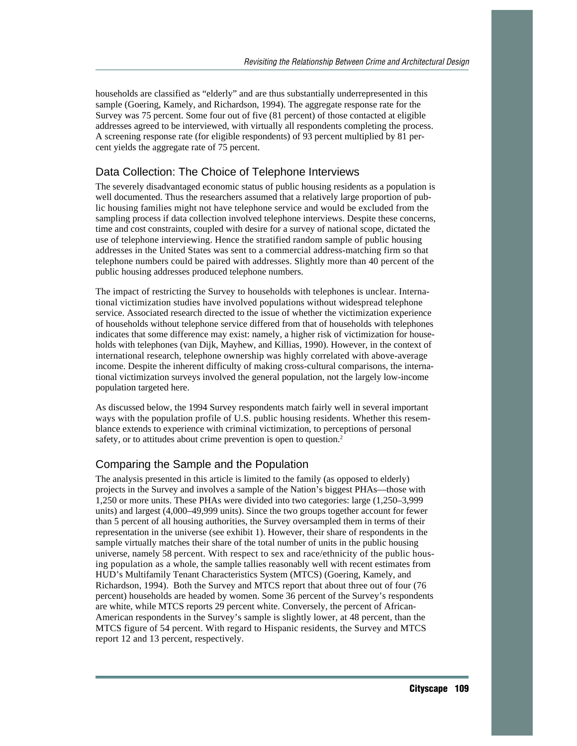households are classified as "elderly" and are thus substantially underrepresented in this sample (Goering, Kamely, and Richardson, 1994). The aggregate response rate for the Survey was 75 percent. Some four out of five (81 percent) of those contacted at eligible addresses agreed to be interviewed, with virtually all respondents completing the process. A screening response rate (for eligible respondents) of 93 percent multiplied by 81 percent yields the aggregate rate of 75 percent.

## Data Collection: The Choice of Telephone Interviews

The severely disadvantaged economic status of public housing residents as a population is well documented. Thus the researchers assumed that a relatively large proportion of public housing families might not have telephone service and would be excluded from the sampling process if data collection involved telephone interviews. Despite these concerns, time and cost constraints, coupled with desire for a survey of national scope, dictated the use of telephone interviewing. Hence the stratified random sample of public housing addresses in the United States was sent to a commercial address-matching firm so that telephone numbers could be paired with addresses. Slightly more than 40 percent of the public housing addresses produced telephone numbers.

The impact of restricting the Survey to households with telephones is unclear. International victimization studies have involved populations without widespread telephone service. Associated research directed to the issue of whether the victimization experience of households without telephone service differed from that of households with telephones indicates that some difference may exist: namely, a higher risk of victimization for households with telephones (van Dijk, Mayhew, and Killias, 1990). However, in the context of international research, telephone ownership was highly correlated with above-average income. Despite the inherent difficulty of making cross-cultural comparisons, the international victimization surveys involved the general population, not the largely low-income population targeted here.

As discussed below, the 1994 Survey respondents match fairly well in several important ways with the population profile of U.S. public housing residents. Whether this resemblance extends to experience with criminal victimization, to perceptions of personal safety, or to attitudes about crime prevention is open to question.[2]

## Comparing the Sample and the Population

The analysis presented in this article is limited to the family (as opposed to elderly) projects in the Survey and involves a sample of the Nation's biggest PHAs—those with 1,250 or more units. These PHAs were divided into two categories: large (1,250–3,999 units) and largest (4,000–49,999 units). Since the two groups together account for fewer than 5 percent of all housing authorities, the Survey oversampled them in terms of their representation in the universe (see exhibit 1). However, their share of respondents in the sample virtually matches their share of the total number of units in the public housing universe, namely 58 percent. With respect to sex and race/ethnicity of the public housing population as a whole, the sample tallies reasonably well with recent estimates from HUD's Multifamily Tenant Characteristics System (MTCS) (Goering, Kamely, and Richardson, 1994). Both the Survey and MTCS report that about three out of four (76 percent) households are headed by women. Some 36 percent of the Survey's respondents are white, while MTCS reports 29 percent white. Conversely, the percent of African-American respondents in the Survey's sample is slightly lower, at 48 percent, than the MTCS figure of 54 percent. With regard to Hispanic residents, the Survey and MTCS report 12 and 13 percent, respectively.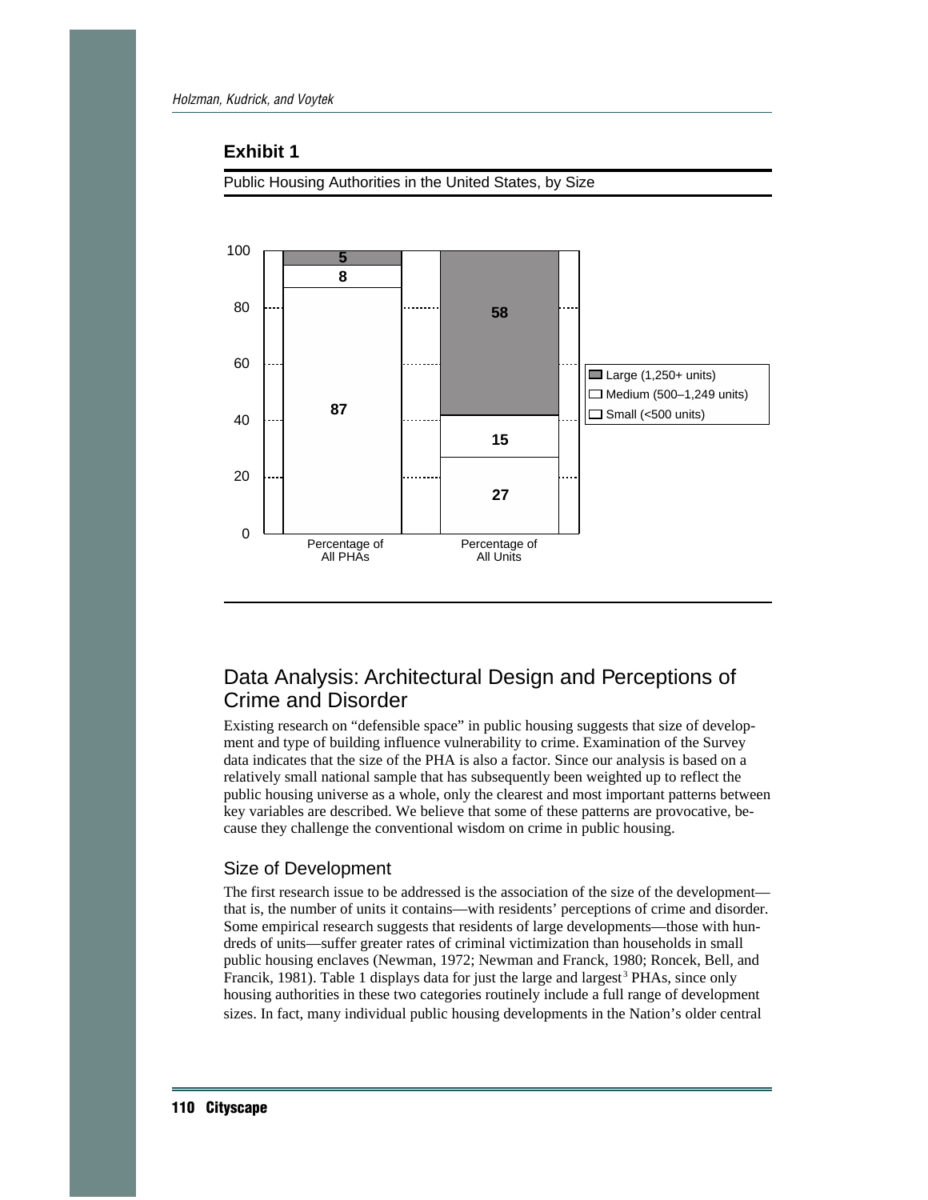## Exhibit 1

Public Housing Authorities in the United States, by Size

| | Percentage of All PHAs | Percentage of All Units |
|---|---|---|
| Large (1,250+ units) | 5 | 58 |
| Medium (500–1,249 units) | 8 | 15 |
| Small (<500 units) | 87 | 27 |

## Data Analysis: Architectural Design and Perceptions of Crime and Disorder

Existing research on "defensible space" in public housing suggests that size of development and type of building influence vulnerability to crime. Examination of the Survey data indicates that the size of the PHA is also a factor. Since our analysis is based on a relatively small national sample that has subsequently been weighted up to reflect the public housing universe as a whole, only the clearest and most important patterns between key variables are described. We believe that some of these patterns are provocative, because they challenge the conventional wisdom on crime in public housing.

### Size of Development

The first research issue to be addressed is the association of the size of the development—that is, the number of units it contains—with residents' perceptions of crime and disorder. Some empirical research suggests that residents of large developments—those with hundreds of units—suffer greater rates of criminal victimization than households in small public housing enclaves (Newman, 1972; Newman and Franck, 1980; Roncek, Bell, and Francik, 1981). Table 1 displays data for just the large and largest[3] PHAs, since only housing authorities in these two categories routinely include a full range of development sizes. In fact, many individual public housing developments in the Nation's older central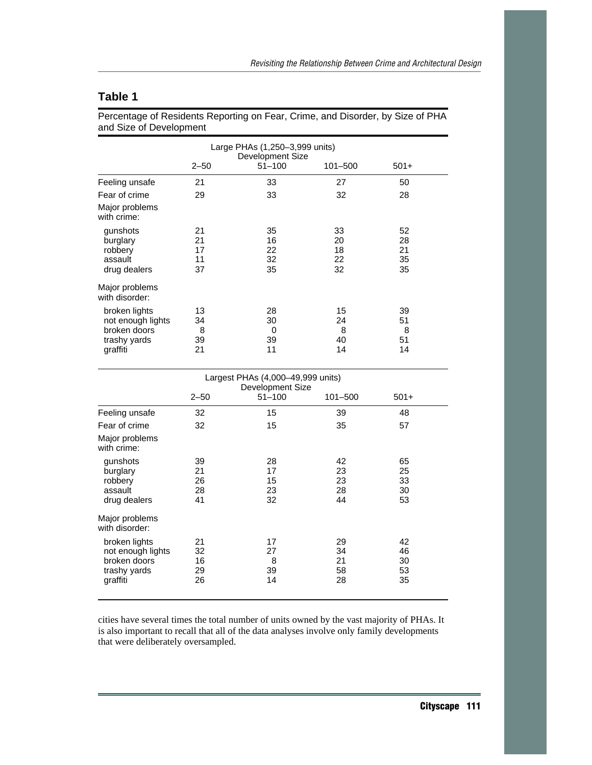## Table 1

Percentage of Residents Reporting on Fear, Crime, and Disorder, by Size of PHA and Size of Development

| | Large PHAs (1,250–3,999 units) Development Size | | | |
|---|---|---|---|---|
| | 2–50 | 51–100 | 101–500 | 501+ |
| Feeling unsafe | 21 | 33 | 27 | 50 |
| Fear of crime | 29 | 33 | 32 | 28 |
| Major problems with crime: | | | | |
| gunshots | 21 | 35 | 33 | 52 |
| burglary | 21 | 16 | 20 | 28 |
| robbery | 17 | 22 | 18 | 21 |
| assault | 11 | 32 | 22 | 35 |
| drug dealers | 37 | 35 | 32 | 35 |
| Major problems with disorder: | | | | |
| broken lights | 13 | 28 | 15 | 39 |
| not enough lights | 34 | 30 | 24 | 51 |
| broken doors | 8 | 0 | 8 | 8 |
| trashy yards | 39 | 39 | 40 | 51 |
| graffiti | 21 | 11 | 14 | 14 |

| | Largest PHAs (4,000–49,999 units) Development Size | | | |
|---|---|---|---|---|
| | 2–50 | 51–100 | 101–500 | 501+ |
| Feeling unsafe | 32 | 15 | 39 | 48 |
| Fear of crime | 32 | 15 | 35 | 57 |
| Major problems with crime: | | | | |
| gunshots | 39 | 28 | 42 | 65 |
| burglary | 21 | 17 | 23 | 25 |
| robbery | 26 | 15 | 23 | 33 |
| assault | 28 | 23 | 28 | 30 |
| drug dealers | 41 | 32 | 44 | 53 |
| Major problems with disorder: | | | | |
| broken lights | 21 | 17 | 29 | 42 |
| not enough lights | 32 | 27 | 34 | 46 |
| broken doors | 16 | 8 | 21 | 30 |
| trashy yards | 29 | 39 | 58 | 53 |
| graffiti | 26 | 14 | 28 | 35 |

cities have several times the total number of units owned by the vast majority of PHAs. It is also important to recall that all of the data analyses involve only family developments that were deliberately oversampled.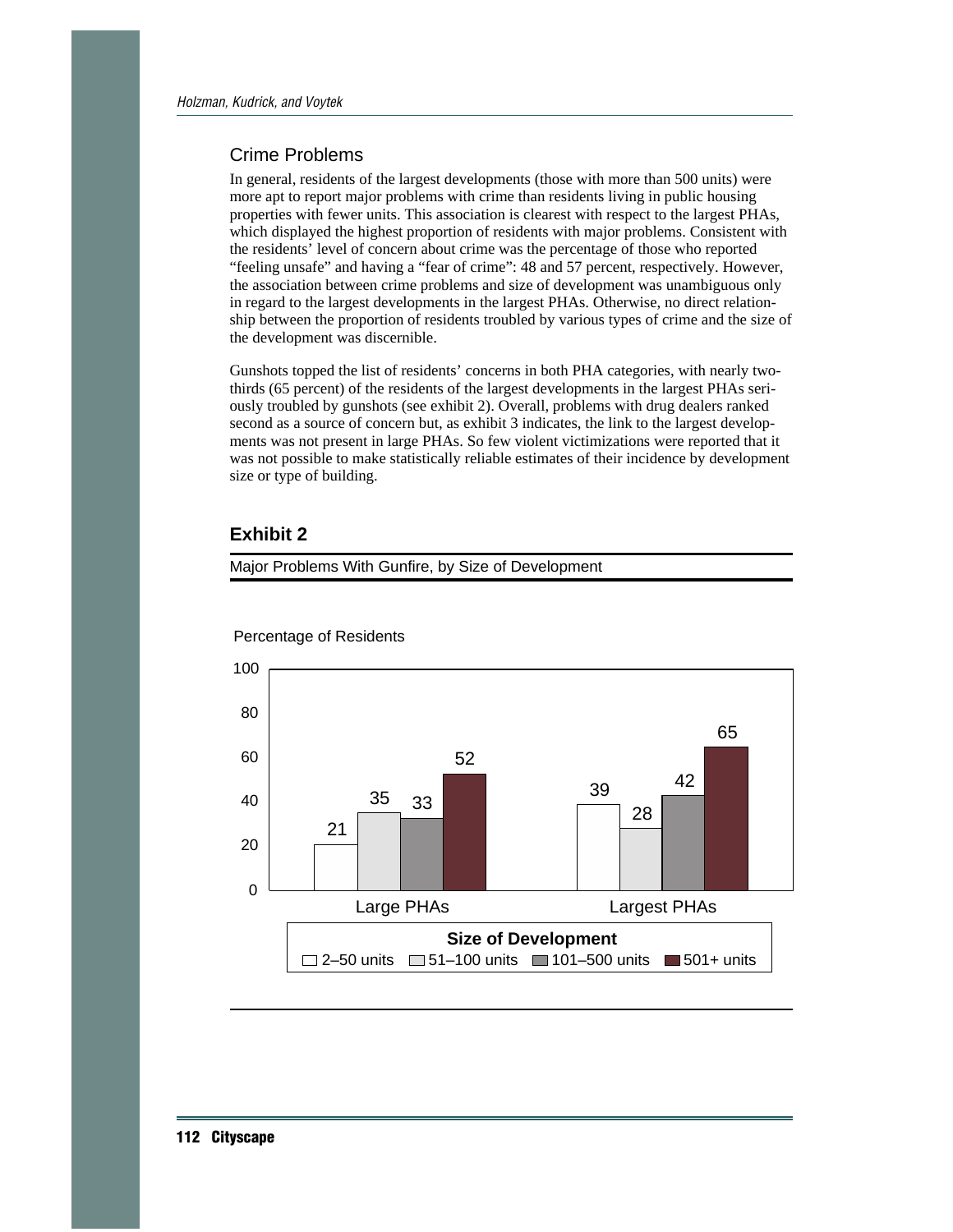## Crime Problems

In general, residents of the largest developments (those with more than 500 units) were more apt to report major problems with crime than residents living in public housing properties with fewer units. This association is clearest with respect to the largest PHAs, which displayed the highest proportion of residents with major problems. Consistent with the residents' level of concern about crime was the percentage of those who reported "feeling unsafe" and having a "fear of crime": 48 and 57 percent, respectively. However, the association between crime problems and size of development was unambiguous only in regard to the largest developments in the largest PHAs. Otherwise, no direct relationship between the proportion of residents troubled by various types of crime and the size of the development was discernible.

Gunshots topped the list of residents' concerns in both PHA categories, with nearly two-thirds (65 percent) of the residents of the largest developments in the largest PHAs seriously troubled by gunshots (see exhibit 2). Overall, problems with drug dealers ranked second as a source of concern but, as exhibit 3 indicates, the link to the largest developments was not present in large PHAs. So few violent victimizations were reported that it was not possible to make statistically reliable estimates of their incidence by development size or type of building.

### Exhibit 2

Major Problems With Gunfire, by Size of Development

Percentage of Residents

| Size of Development | Large PHAs | Largest PHAs |
|---|---|---|
| 2–50 units | 21 | 39 |
| 51–100 units | 35 | 28 |
| 101–500 units | 33 | 42 |
| 501+ units | 52 | 65 |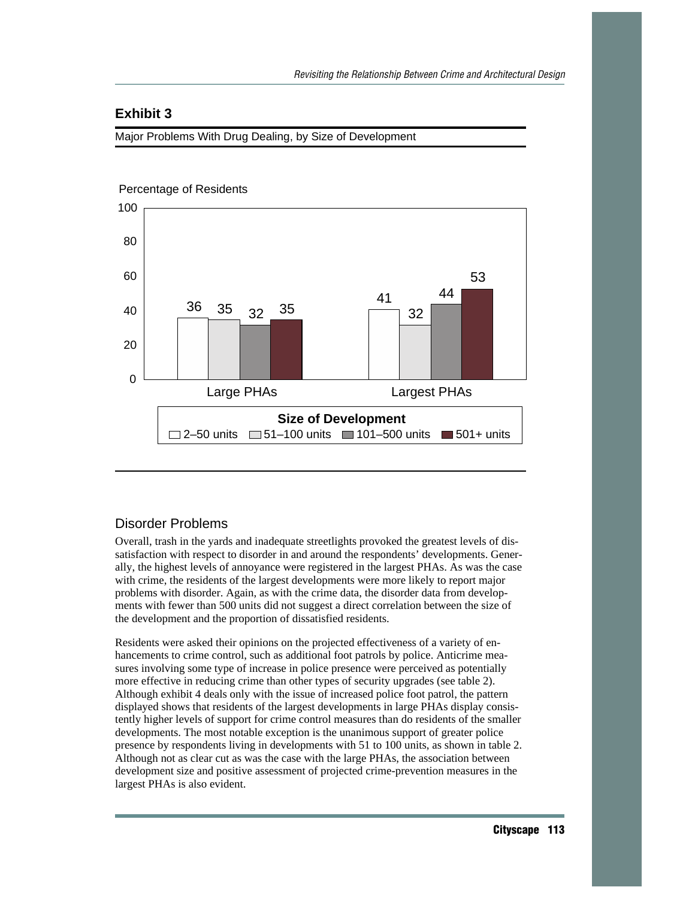## Exhibit 3

Major Problems With Drug Dealing, by Size of Development

Percentage of Residents

| Size of Development | Large PHAs | Largest PHAs |
|---|---|---|
| 2–50 units | 36 | 41 |
| 51–100 units | 35 | 32 |
| 101–500 units | 32 | 44 |
| 501+ units | 35 | 53 |

### Disorder Problems

Overall, trash in the yards and inadequate streetlights provoked the greatest levels of dissatisfaction with respect to disorder in and around the respondents' developments. Generally, the highest levels of annoyance were registered in the largest PHAs. As was the case with crime, the residents of the largest developments were more likely to report major problems with disorder. Again, as with the crime data, the disorder data from developments with fewer than 500 units did not suggest a direct correlation between the size of the development and the proportion of dissatisfied residents.

Residents were asked their opinions on the projected effectiveness of a variety of enhancements to crime control, such as additional foot patrols by police. Anticrime measures involving some type of increase in police presence were perceived as potentially more effective in reducing crime than other types of security upgrades (see table 2). Although exhibit 4 deals only with the issue of increased police foot patrol, the pattern displayed shows that residents of the largest developments in large PHAs display consistently higher levels of support for crime control measures than do residents of the smaller developments. The most notable exception is the unanimous support of greater police presence by respondents living in developments with 51 to 100 units, as shown in table 2. Although not as clear cut as was the case with the large PHAs, the association between development size and positive assessment of projected crime-prevention measures in the largest PHAs is also evident.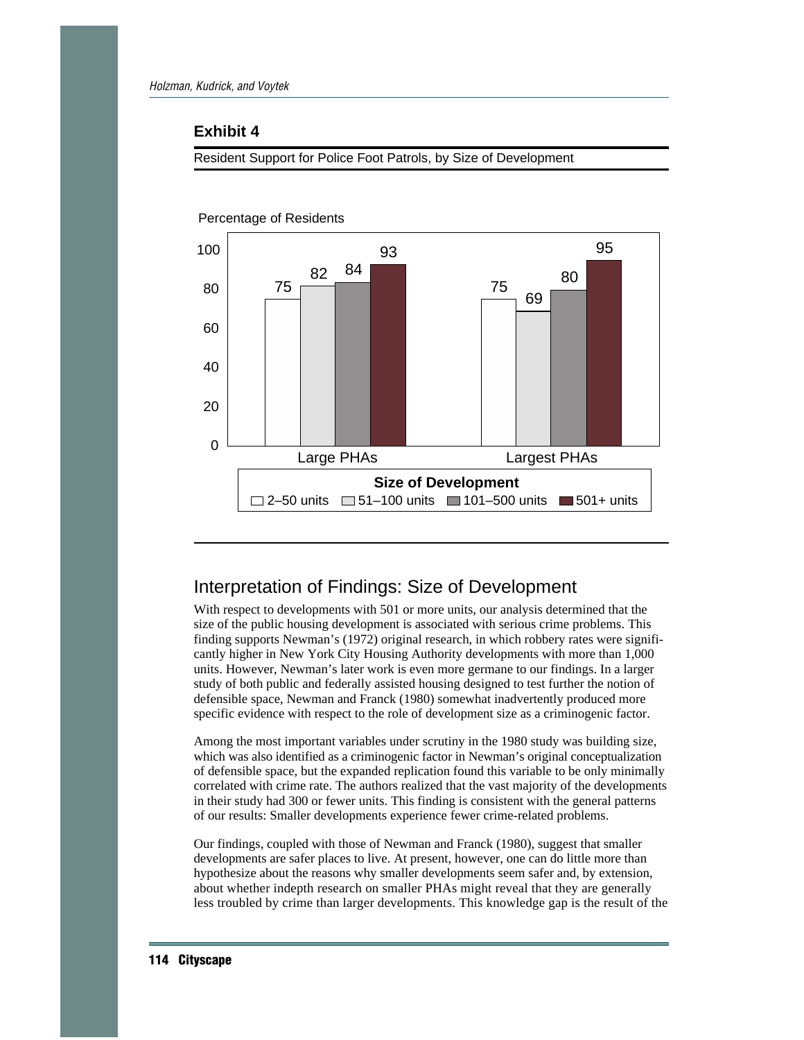## Exhibit 4

Resident Support for Police Foot Patrols, by Size of Development

Percentage of Residents

| Size of Development | Large PHAs | Largest PHAs |
| --- | --- | --- |
| 2–50 units | 75 | 75 |
| 51–100 units | 82 | 69 |
| 101–500 units | 84 | 80 |
| 501+ units | 93 | 95 |

## Interpretation of Findings: Size of Development

With respect to developments with 501 or more units, our analysis determined that the size of the public housing development is associated with serious crime problems. This finding supports Newman's (1972) original research, in which robbery rates were significantly higher in New York City Housing Authority developments with more than 1,000 units. However, Newman's later work is even more germane to our findings. In a larger study of both public and federally assisted housing designed to test further the notion of defensible space, Newman and Franck (1980) somewhat inadvertently produced more specific evidence with respect to the role of development size as a criminogenic factor.

Among the most important variables under scrutiny in the 1980 study was building size, which was also identified as a criminogenic factor in Newman's original conceptualization of defensible space, but the expanded replication found this variable to be only minimally correlated with crime rate. The authors realized that the vast majority of the developments in their study had 300 or fewer units. This finding is consistent with the general patterns of our results: Smaller developments experience fewer crime-related problems.

Our findings, coupled with those of Newman and Franck (1980), suggest that smaller developments are safer places to live. At present, however, one can do little more than hypothesize about the reasons why smaller developments seem safer and, by extension, about whether indepth research on smaller PHAs might reveal that they are generally less troubled by crime than larger developments. This knowledge gap is the result of the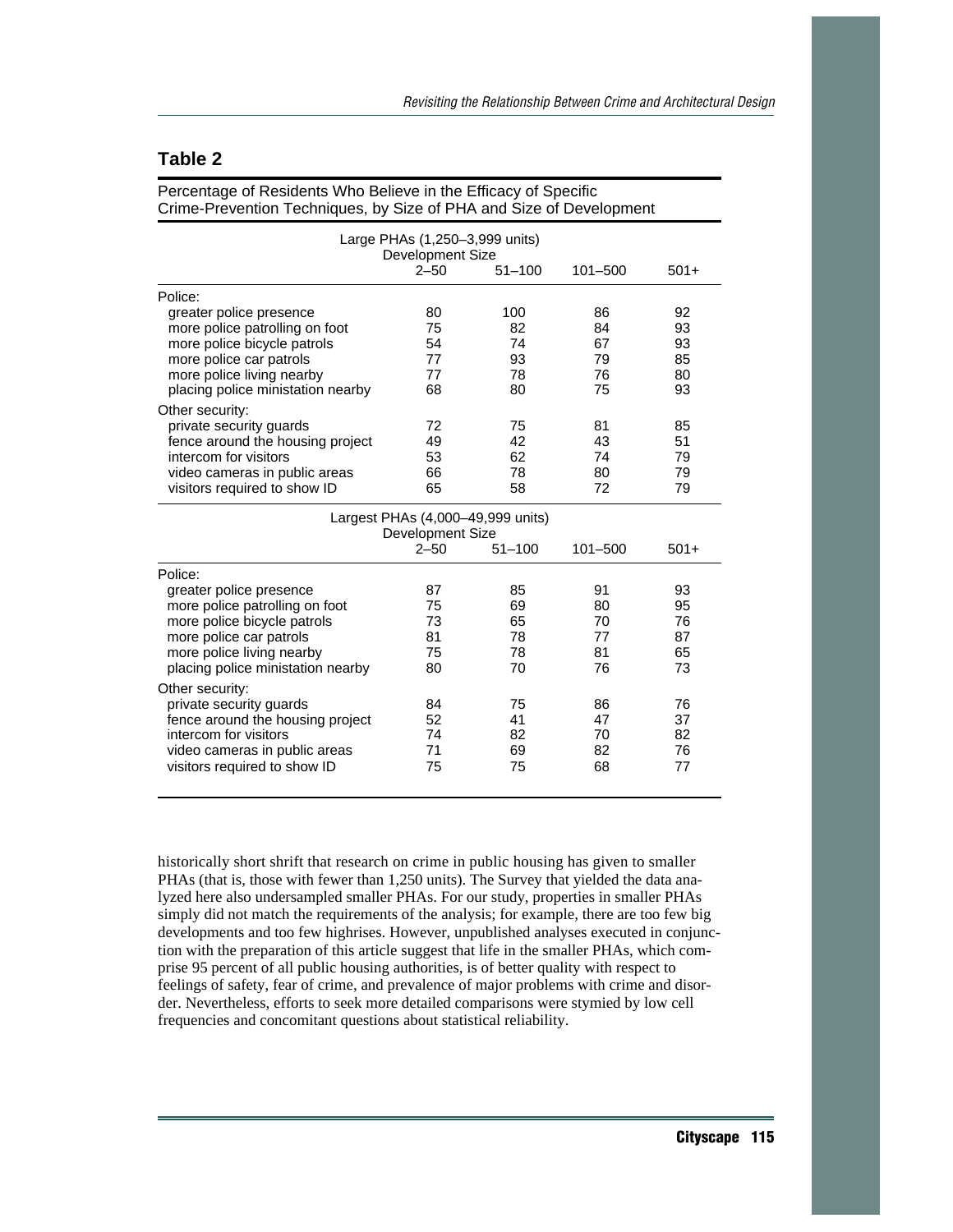## Table 2

Percentage of Residents Who Believe in the Efficacy of Specific Crime-Prevention Techniques, by Size of PHA and Size of Development

| Large PHAs (1,250–3,999 units) Development Size | 2–50 | 51–100 | 101–500 | 501+ |
|---|---|---|---|---|
| Police: | | | | |
| greater police presence | 80 | 100 | 86 | 92 |
| more police patrolling on foot | 75 | 82 | 84 | 93 |
| more police bicycle patrols | 54 | 74 | 67 | 93 |
| more police car patrols | 77 | 93 | 79 | 85 |
| more police living nearby | 77 | 78 | 76 | 80 |
| placing police ministation nearby | 68 | 80 | 75 | 93 |
| Other security: | | | | |
| private security guards | 72 | 75 | 81 | 85 |
| fence around the housing project | 49 | 42 | 43 | 51 |
| intercom for visitors | 53 | 62 | 74 | 79 |
| video cameras in public areas | 66 | 78 | 80 | 79 |
| visitors required to show ID | 65 | 58 | 72 | 79 |
| **Largest PHAs (4,000–49,999 units) Development Size** | **2–50** | **51–100** | **101–500** | **501+** |
| Police: | | | | |
| greater police presence | 87 | 85 | 91 | 93 |
| more police patrolling on foot | 75 | 69 | 80 | 95 |
| more police bicycle patrols | 73 | 65 | 70 | 76 |
| more police car patrols | 81 | 78 | 77 | 87 |
| more police living nearby | 75 | 78 | 81 | 65 |
| placing police ministation nearby | 80 | 70 | 76 | 73 |
| Other security: | | | | |
| private security guards | 84 | 75 | 86 | 76 |
| fence around the housing project | 52 | 41 | 47 | 37 |
| intercom for visitors | 74 | 82 | 70 | 82 |
| video cameras in public areas | 71 | 69 | 82 | 76 |
| visitors required to show ID | 75 | 75 | 68 | 77 |

historically short shrift that research on crime in public housing has given to smaller PHAs (that is, those with fewer than 1,250 units). The Survey that yielded the data analyzed here also undersampled smaller PHAs. For our study, properties in smaller PHAs simply did not match the requirements of the analysis; for example, there are too few big developments and too few highrises. However, unpublished analyses executed in conjunction with the preparation of this article suggest that life in the smaller PHAs, which comprise 95 percent of all public housing authorities, is of better quality with respect to feelings of safety, fear of crime, and prevalence of major problems with crime and disorder. Nevertheless, efforts to seek more detailed comparisons were stymied by low cell frequencies and concomitant questions about statistical reliability.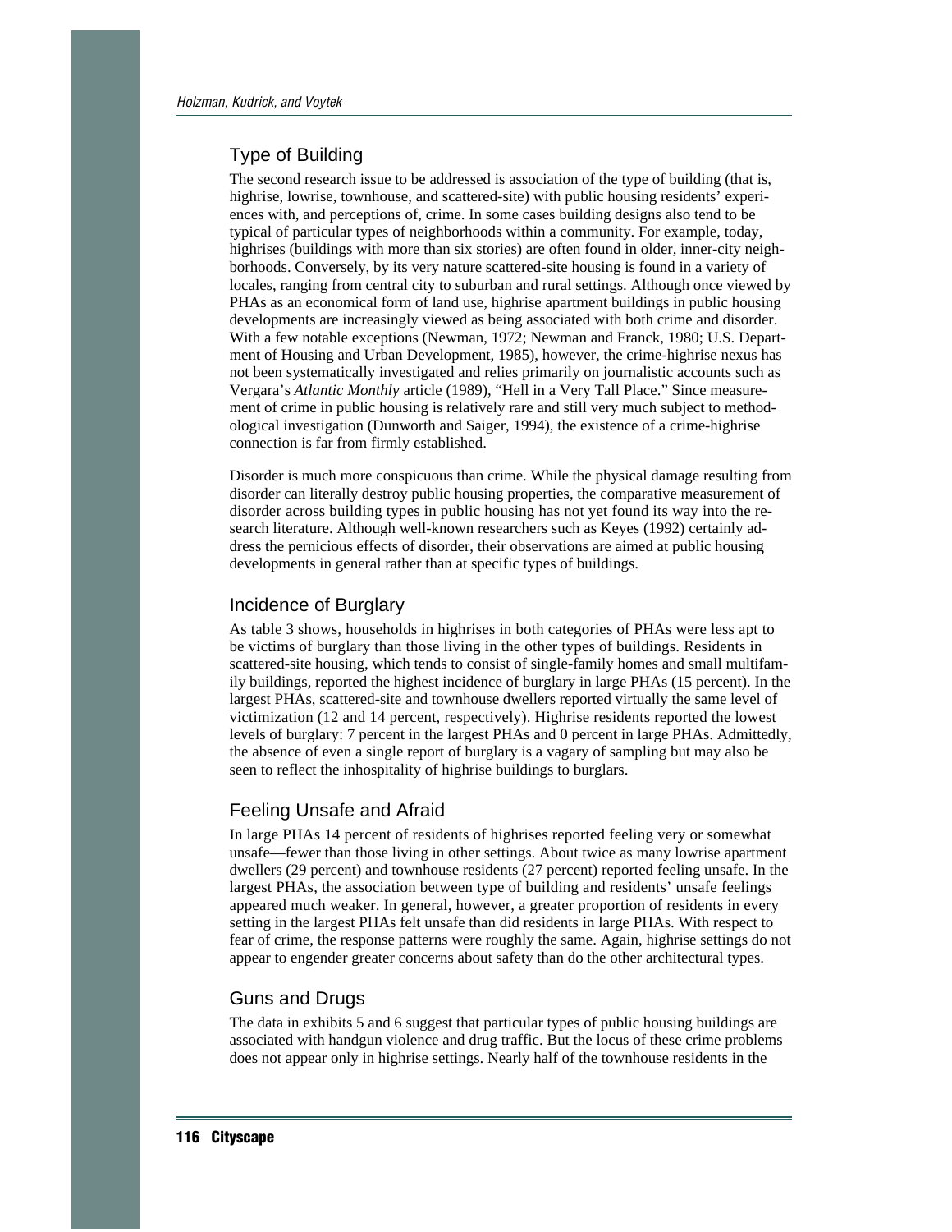## Type of Building

The second research issue to be addressed is association of the type of building (that is, highrise, lowrise, townhouse, and scattered-site) with public housing residents' experiences with, and perceptions of, crime. In some cases building designs also tend to be typical of particular types of neighborhoods within a community. For example, today, highrises (buildings with more than six stories) are often found in older, inner-city neighborhoods. Conversely, by its very nature scattered-site housing is found in a variety of locales, ranging from central city to suburban and rural settings. Although once viewed by PHAs as an economical form of land use, highrise apartment buildings in public housing developments are increasingly viewed as being associated with both crime and disorder. With a few notable exceptions (Newman, 1972; Newman and Franck, 1980; U.S. Department of Housing and Urban Development, 1985), however, the crime-highrise nexus has not been systematically investigated and relies primarily on journalistic accounts such as Vergara's *Atlantic Monthly* article (1989), "Hell in a Very Tall Place." Since measurement of crime in public housing is relatively rare and still very much subject to methodological investigation (Dunworth and Saiger, 1994), the existence of a crime-highrise connection is far from firmly established.

Disorder is much more conspicuous than crime. While the physical damage resulting from disorder can literally destroy public housing properties, the comparative measurement of disorder across building types in public housing has not yet found its way into the research literature. Although well-known researchers such as Keyes (1992) certainly address the pernicious effects of disorder, their observations are aimed at public housing developments in general rather than at specific types of buildings.

## Incidence of Burglary

As table 3 shows, households in highrises in both categories of PHAs were less apt to be victims of burglary than those living in the other types of buildings. Residents in scattered-site housing, which tends to consist of single-family homes and small multifamily buildings, reported the highest incidence of burglary in large PHAs (15 percent). In the largest PHAs, scattered-site and townhouse dwellers reported virtually the same level of victimization (12 and 14 percent, respectively). Highrise residents reported the lowest levels of burglary: 7 percent in the largest PHAs and 0 percent in large PHAs. Admittedly, the absence of even a single report of burglary is a vagary of sampling but may also be seen to reflect the inhospitality of highrise buildings to burglars.

## Feeling Unsafe and Afraid

In large PHAs 14 percent of residents of highrises reported feeling very or somewhat unsafe—fewer than those living in other settings. About twice as many lowrise apartment dwellers (29 percent) and townhouse residents (27 percent) reported feeling unsafe. In the largest PHAs, the association between type of building and residents' unsafe feelings appeared much weaker. In general, however, a greater proportion of residents in every setting in the largest PHAs felt unsafe than did residents in large PHAs. With respect to fear of crime, the response patterns were roughly the same. Again, highrise settings do not appear to engender greater concerns about safety than do the other architectural types.

## Guns and Drugs

The data in exhibits 5 and 6 suggest that particular types of public housing buildings are associated with handgun violence and drug traffic. But the locus of these crime problems does not appear only in highrise settings. Nearly half of the townhouse residents in the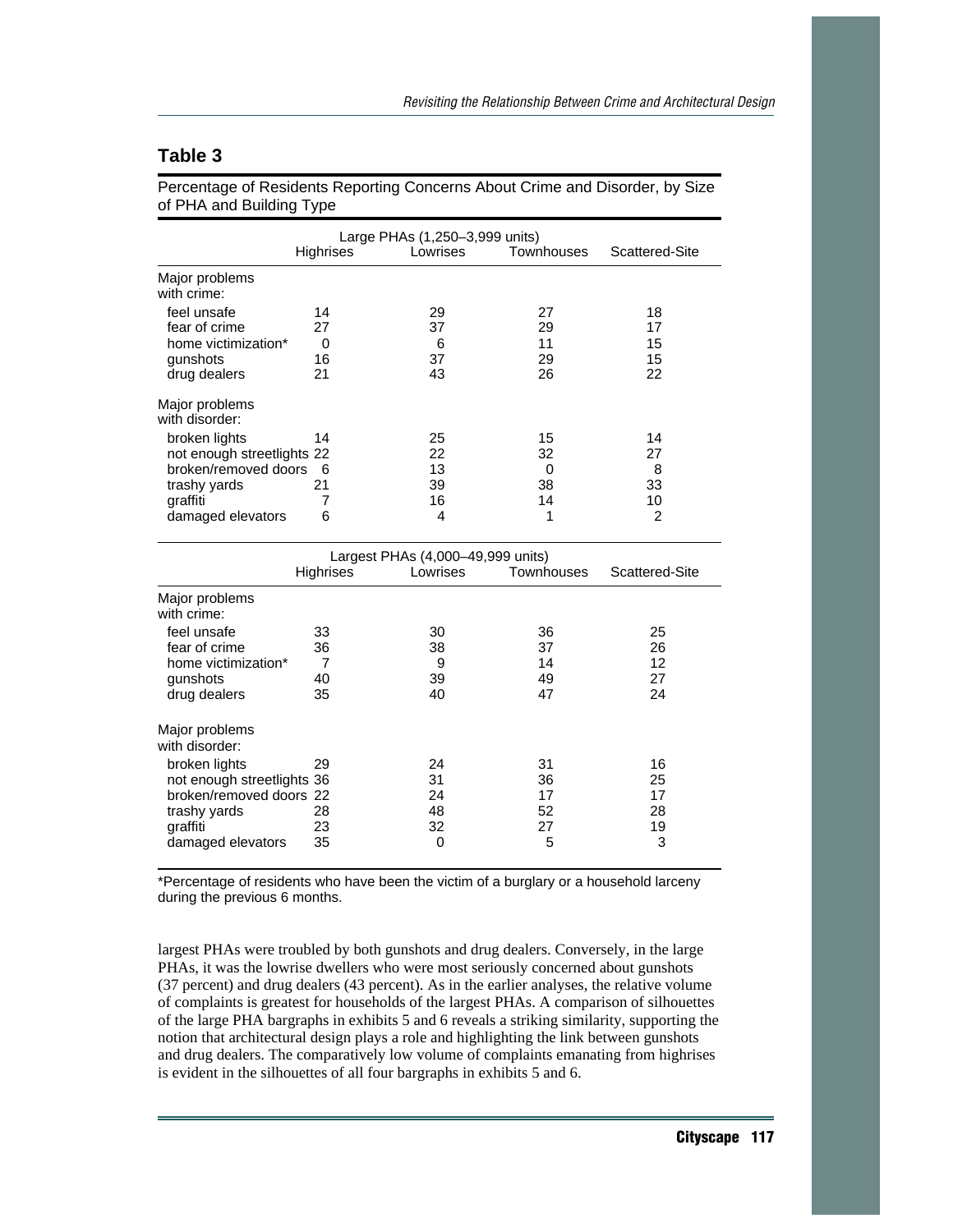## Table 3

Percentage of Residents Reporting Concerns About Crime and Disorder, by Size of PHA and Building Type

| | Large PHAs (1,250–3,999 units) | | | |
|---|---|---|---|---|
| | Highrises | Lowrises | Townhouses | Scattered-Site |
| **Major problems with crime:** | | | | |
| feel unsafe | 14 | 29 | 27 | 18 |
| fear of crime | 27 | 37 | 29 | 17 |
| home victimization* | 0 | 6 | 11 | 15 |
| gunshots | 16 | 37 | 29 | 15 |
| drug dealers | 21 | 43 | 26 | 22 |
| **Major problems with disorder:** | | | | |
| broken lights | 14 | 25 | 15 | 14 |
| not enough streetlights | 22 | 22 | 32 | 27 |
| broken/removed doors | 6 | 13 | 0 | 8 |
| trashy yards | 21 | 39 | 38 | 33 |
| graffiti | 7 | 16 | 14 | 10 |
| damaged elevators | 6 | 4 | 1 | 2 |
| | **Largest PHAs (4,000–49,999 units)** | | | |
| | Highrises | Lowrises | Townhouses | Scattered-Site |
| **Major problems with crime:** | | | | |
| feel unsafe | 33 | 30 | 36 | 25 |
| fear of crime | 36 | 38 | 37 | 26 |
| home victimization* | 7 | 9 | 14 | 12 |
| gunshots | 40 | 39 | 49 | 27 |
| drug dealers | 35 | 40 | 47 | 24 |
| **Major problems with disorder:** | | | | |
| broken lights | 29 | 24 | 31 | 16 |
| not enough streetlights | 36 | 31 | 36 | 25 |
| broken/removed doors | 22 | 24 | 17 | 17 |
| trashy yards | 28 | 48 | 52 | 28 |
| graffiti | 23 | 32 | 27 | 19 |
| damaged elevators | 35 | 0 | 5 | 3 |

*Percentage of residents who have been the victim of a burglary or a household larceny during the previous 6 months.

largest PHAs were troubled by both gunshots and drug dealers. Conversely, in the large PHAs, it was the lowrise dwellers who were most seriously concerned about gunshots (37 percent) and drug dealers (43 percent). As in the earlier analyses, the relative volume of complaints is greatest for households of the largest PHAs. A comparison of silhouettes of the large PHA bargraphs in exhibits 5 and 6 reveals a striking similarity, supporting the notion that architectural design plays a role and highlighting the link between gunshots and drug dealers. The comparatively low volume of complaints emanating from highrises is evident in the silhouettes of all four bargraphs in exhibits 5 and 6.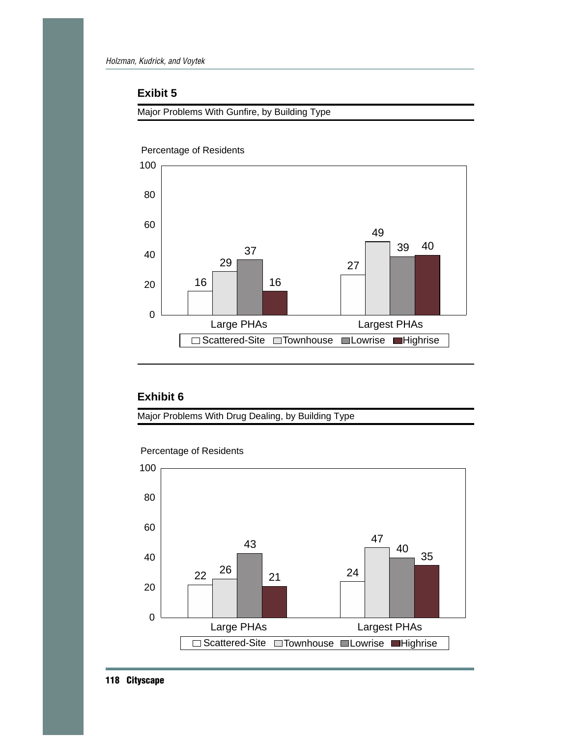### Exibit 5

Major Problems With Gunfire, by Building Type

| Percentage of Residents | Scattered-Site | Townhouse | Lowrise | Highrise |
|---|---|---|---|---|
| Large PHAs | 16 | 29 | 37 | 16 |
| Largest PHAs | 27 | 49 | 39 | 40 |

### Exhibit 6

Major Problems With Drug Dealing, by Building Type

| Percentage of Residents | Scattered-Site | Townhouse | Lowrise | Highrise |
|---|---|---|---|---|
| Large PHAs | 22 | 26 | 43 | 21 |
| Largest PHAs | 24 | 47 | 40 | 35 |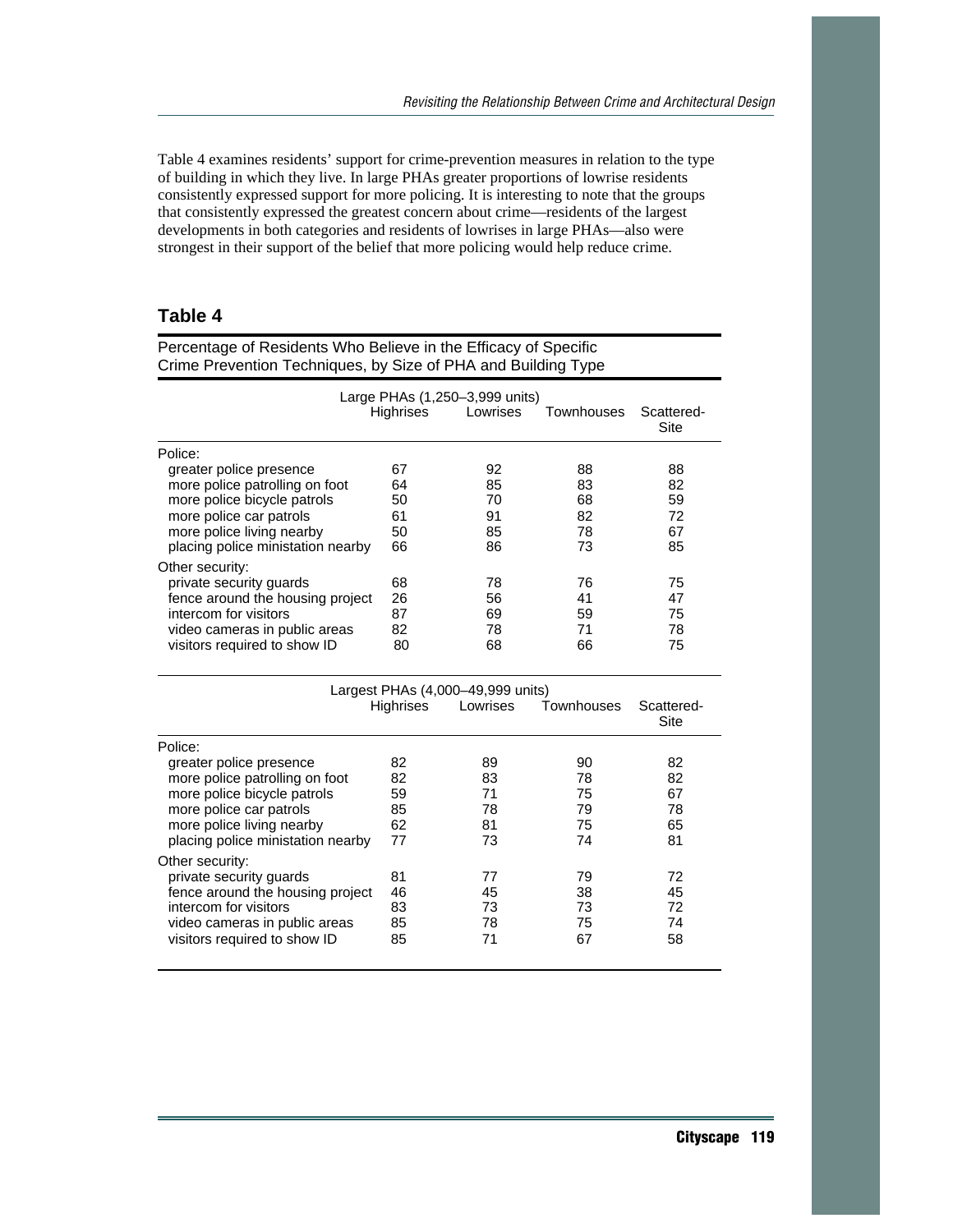Table 4 examines residents' support for crime-prevention measures in relation to the type of building in which they live. In large PHAs greater proportions of lowrise residents consistently expressed support for more policing. It is interesting to note that the groups that consistently expressed the greatest concern about crime—residents of the largest developments in both categories and residents of lowrises in large PHAs—also were strongest in their support of the belief that more policing would help reduce crime.

## Table 4

Percentage of Residents Who Believe in the Efficacy of Specific Crime Prevention Techniques, by Size of PHA and Building Type

| | Large PHAs (1,250–3,999 units) | | | |
|---|---|---|---|---|
| | Highrises | Lowrises | Townhouses | Scattered-Site |
| **Police:** | | | | |
| greater police presence | 67 | 92 | 88 | 88 |
| more police patrolling on foot | 64 | 85 | 83 | 82 |
| more police bicycle patrols | 50 | 70 | 68 | 59 |
| more police car patrols | 61 | 91 | 82 | 72 |
| more police living nearby | 50 | 85 | 78 | 67 |
| placing police ministation nearby | 66 | 86 | 73 | 85 |
| **Other security:** | | | | |
| private security guards | 68 | 78 | 76 | 75 |
| fence around the housing project | 26 | 56 | 41 | 47 |
| intercom for visitors | 87 | 69 | 59 | 75 |
| video cameras in public areas | 82 | 78 | 71 | 78 |
| visitors required to show ID | 80 | 68 | 66 | 75 |
| | **Largest PHAs (4,000–49,999 units)** | | | |
| | **Highrises** | **Lowrises** | **Townhouses** | **Scattered-Site** |
| **Police:** | | | | |
| greater police presence | 82 | 89 | 90 | 82 |
| more police patrolling on foot | 82 | 83 | 78 | 82 |
| more police bicycle patrols | 59 | 71 | 75 | 67 |
| more police car patrols | 85 | 78 | 79 | 78 |
| more police living nearby | 62 | 81 | 75 | 65 |
| placing police ministation nearby | 77 | 73 | 74 | 81 |
| **Other security:** | | | | |
| private security guards | 81 | 77 | 79 | 72 |
| fence around the housing project | 46 | 45 | 38 | 45 |
| intercom for visitors | 83 | 73 | 73 | 72 |
| video cameras in public areas | 85 | 78 | 75 | 74 |
| visitors required to show ID | 85 | 71 | 67 | 58 |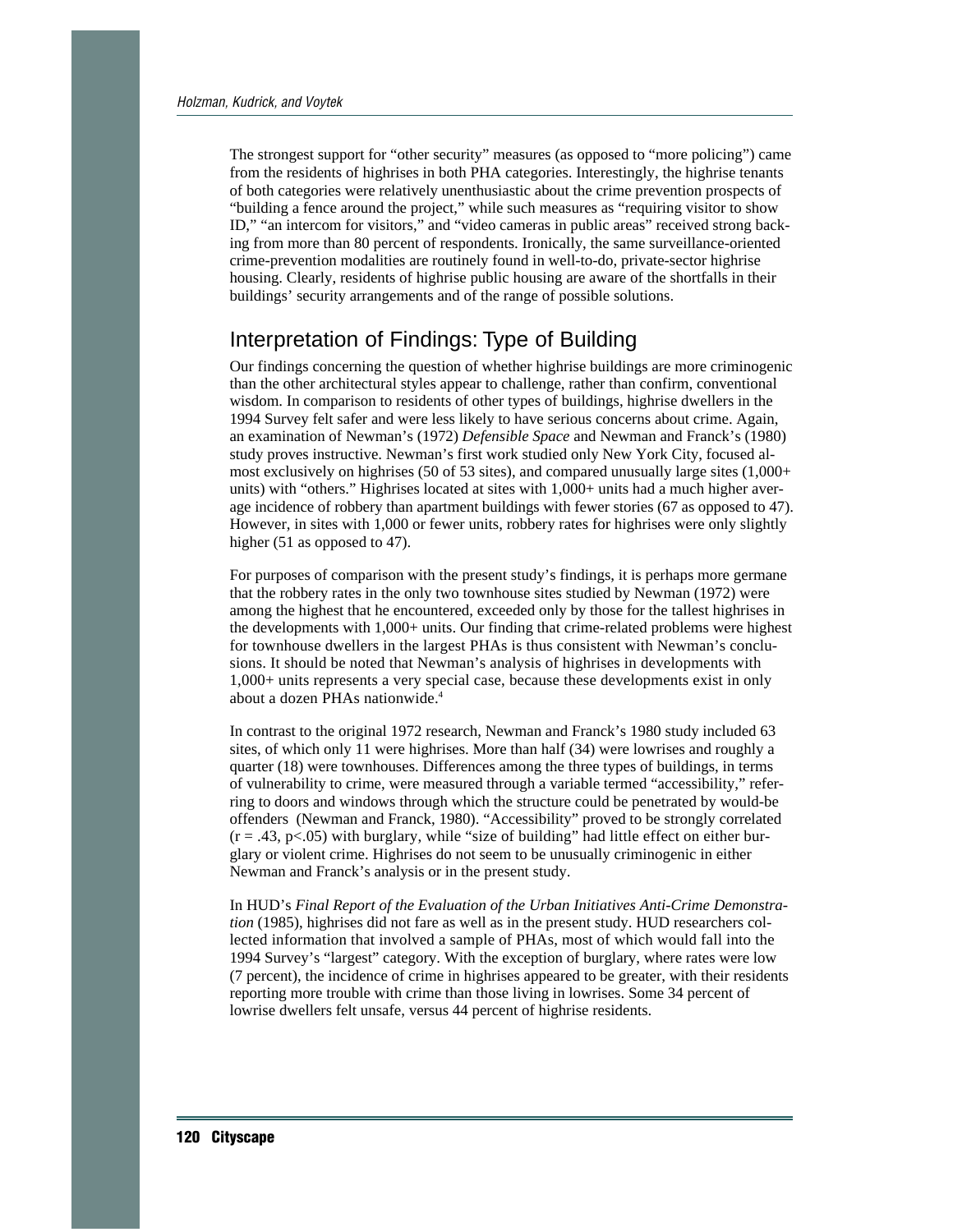The strongest support for "other security" measures (as opposed to "more policing") came from the residents of highrises in both PHA categories. Interestingly, the highrise tenants of both categories were relatively unenthusiastic about the crime prevention prospects of "building a fence around the project," while such measures as "requiring visitor to show ID," "an intercom for visitors," and "video cameras in public areas" received strong backing from more than 80 percent of respondents. Ironically, the same surveillance-oriented crime-prevention modalities are routinely found in well-to-do, private-sector highrise housing. Clearly, residents of highrise public housing are aware of the shortfalls in their buildings' security arrangements and of the range of possible solutions.

## Interpretation of Findings: Type of Building

Our findings concerning the question of whether highrise buildings are more criminogenic than the other architectural styles appear to challenge, rather than confirm, conventional wisdom. In comparison to residents of other types of buildings, highrise dwellers in the 1994 Survey felt safer and were less likely to have serious concerns about crime. Again, an examination of Newman's (1972) *Defensible Space* and Newman and Franck's (1980) study proves instructive. Newman's first work studied only New York City, focused almost exclusively on highrises (50 of 53 sites), and compared unusually large sites (1,000+ units) with "others." Highrises located at sites with 1,000+ units had a much higher average incidence of robbery than apartment buildings with fewer stories (67 as opposed to 47). However, in sites with 1,000 or fewer units, robbery rates for highrises were only slightly higher (51 as opposed to 47).

For purposes of comparison with the present study's findings, it is perhaps more germane that the robbery rates in the only two townhouse sites studied by Newman (1972) were among the highest that he encountered, exceeded only by those for the tallest highrises in the developments with 1,000+ units. Our finding that crime-related problems were highest for townhouse dwellers in the largest PHAs is thus consistent with Newman's conclusions. It should be noted that Newman's analysis of highrises in developments with 1,000+ units represents a very special case, because these developments exist in only about a dozen PHAs nationwide.[4]

In contrast to the original 1972 research, Newman and Franck's 1980 study included 63 sites, of which only 11 were highrises. More than half (34) were lowrises and roughly a quarter (18) were townhouses. Differences among the three types of buildings, in terms of vulnerability to crime, were measured through a variable termed "accessibility," referring to doors and windows through which the structure could be penetrated by would-be offenders (Newman and Franck, 1980). "Accessibility" proved to be strongly correlated ($r = .43$, $p<.05$) with burglary, while "size of building" had little effect on either burglary or violent crime. Highrises do not seem to be unusually criminogenic in either Newman and Franck's analysis or in the present study.

In HUD's *Final Report of the Evaluation of the Urban Initiatives Anti-Crime Demonstration* (1985), highrises did not fare as well as in the present study. HUD researchers collected information that involved a sample of PHAs, most of which would fall into the 1994 Survey's "largest" category. With the exception of burglary, where rates were low (7 percent), the incidence of crime in highrises appeared to be greater, with their residents reporting more trouble with crime than those living in lowrises. Some 34 percent of lowrise dwellers felt unsafe, versus 44 percent of highrise residents.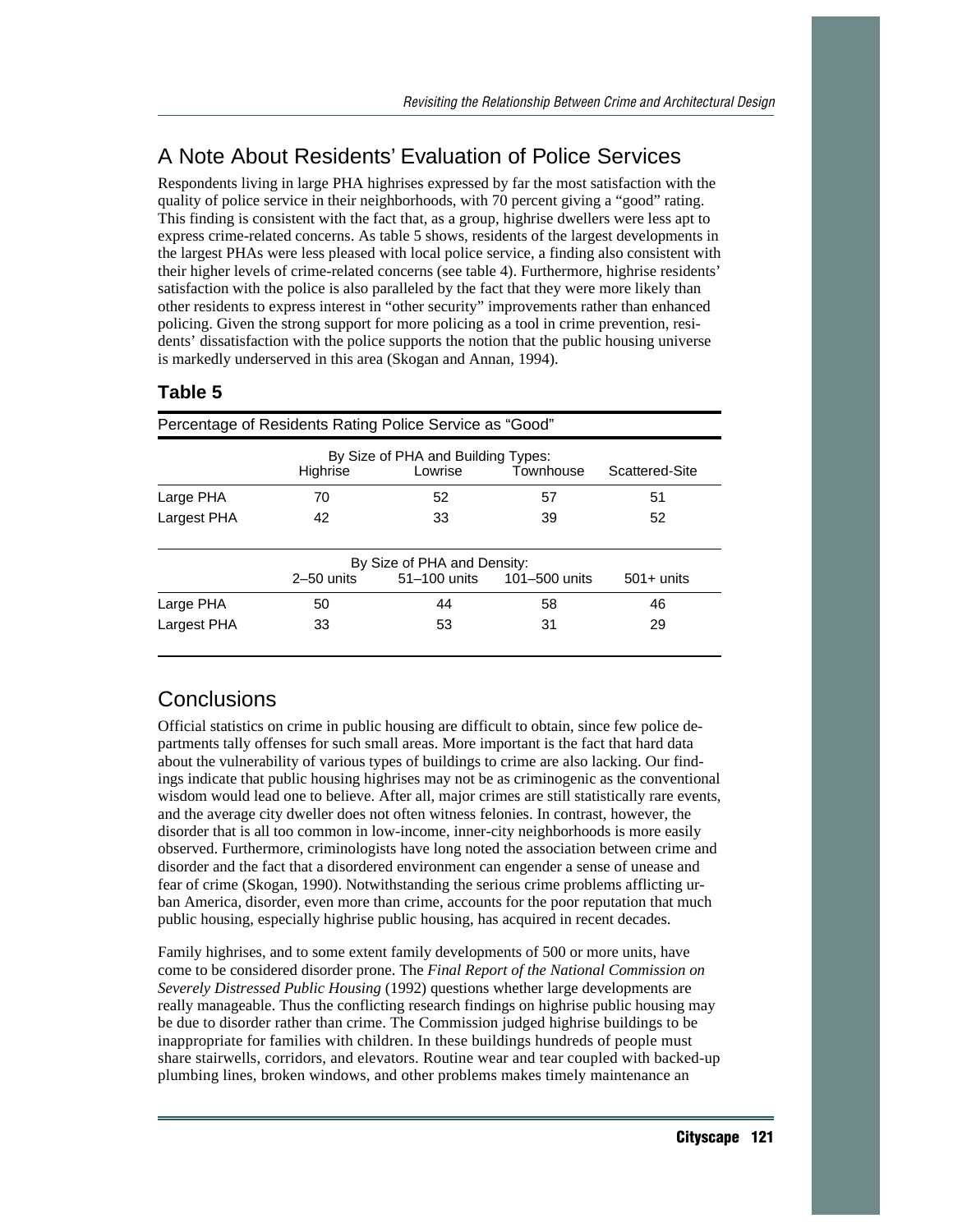## A Note About Residents' Evaluation of Police Services

Respondents living in large PHA highrises expressed by far the most satisfaction with the quality of police service in their neighborhoods, with 70 percent giving a "good" rating. This finding is consistent with the fact that, as a group, highrise dwellers were less apt to express crime-related concerns. As table 5 shows, residents of the largest developments in the largest PHAs were less pleased with local police service, a finding also consistent with their higher levels of crime-related concerns (see table 4). Furthermore, highrise residents' satisfaction with the police is also paralleled by the fact that they were more likely than other residents to express interest in "other security" improvements rather than enhanced policing. Given the strong support for more policing as a tool in crime prevention, residents' dissatisfaction with the police supports the notion that the public housing universe is markedly underserved in this area (Skogan and Annan, 1994).

### Table 5

Percentage of Residents Rating Police Service as "Good"

| | By Size of PHA and Building Types: | | | |
|---|---|---|---|---|
| | Highrise | Lowrise | Townhouse | Scattered-Site |
| Large PHA | 70 | 52 | 57 | 51 |
| Largest PHA | 42 | 33 | 39 | 52 |
| | **By Size of PHA and Density:** | | | |
| | 2–50 units | 51–100 units | 101–500 units | 501+ units |
| Large PHA | 50 | 44 | 58 | 46 |
| Largest PHA | 33 | 53 | 31 | 29 |

## Conclusions

Official statistics on crime in public housing are difficult to obtain, since few police departments tally offenses for such small areas. More important is the fact that hard data about the vulnerability of various types of buildings to crime are also lacking. Our findings indicate that public housing highrises may not be as criminogenic as the conventional wisdom would lead one to believe. After all, major crimes are still statistically rare events, and the average city dweller does not often witness felonies. In contrast, however, the disorder that is all too common in low-income, inner-city neighborhoods is more easily observed. Furthermore, criminologists have long noted the association between crime and disorder and the fact that a disordered environment can engender a sense of unease and fear of crime (Skogan, 1990). Notwithstanding the serious crime problems afflicting urban America, disorder, even more than crime, accounts for the poor reputation that much public housing, especially highrise public housing, has acquired in recent decades.

Family highrises, and to some extent family developments of 500 or more units, have come to be considered disorder prone. The *Final Report of the National Commission on Severely Distressed Public Housing* (1992) questions whether large developments are really manageable. Thus the conflicting research findings on highrise public housing may be due to disorder rather than crime. The Commission judged highrise buildings to be inappropriate for families with children. In these buildings hundreds of people must share stairwells, corridors, and elevators. Routine wear and tear coupled with backed-up plumbing lines, broken windows, and other problems makes timely maintenance an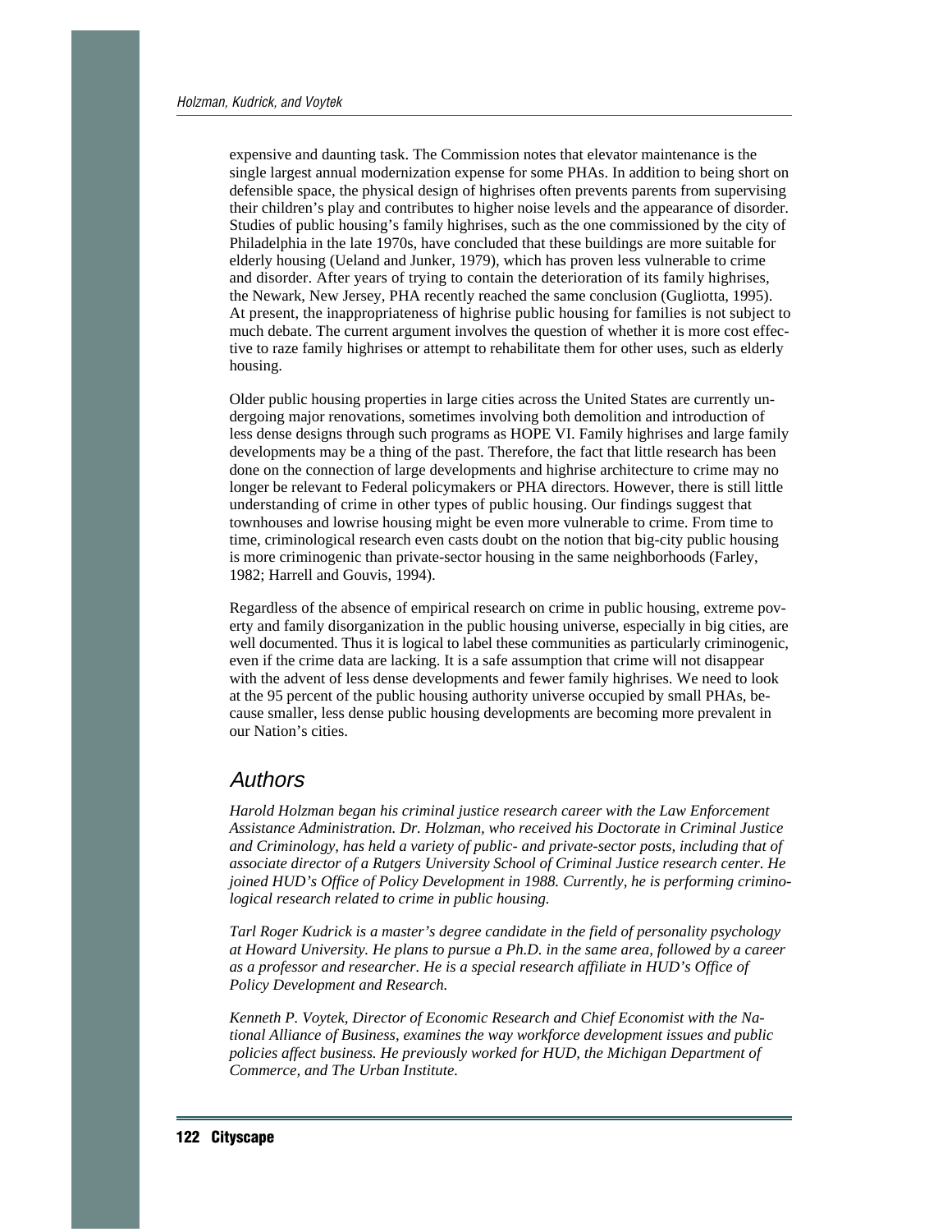expensive and daunting task. The Commission notes that elevator maintenance is the single largest annual modernization expense for some PHAs. In addition to being short on defensible space, the physical design of highrises often prevents parents from supervising their children's play and contributes to higher noise levels and the appearance of disorder. Studies of public housing's family highrises, such as the one commissioned by the city of Philadelphia in the late 1970s, have concluded that these buildings are more suitable for elderly housing (Ueland and Junker, 1979), which has proven less vulnerable to crime and disorder. After years of trying to contain the deterioration of its family highrises, the Newark, New Jersey, PHA recently reached the same conclusion (Gugliotta, 1995). At present, the inappropriateness of highrise public housing for families is not subject to much debate. The current argument involves the question of whether it is more cost effective to raze family highrises or attempt to rehabilitate them for other uses, such as elderly housing.

Older public housing properties in large cities across the United States are currently undergoing major renovations, sometimes involving both demolition and introduction of less dense designs through such programs as HOPE VI. Family highrises and large family developments may be a thing of the past. Therefore, the fact that little research has been done on the connection of large developments and highrise architecture to crime may no longer be relevant to Federal policymakers or PHA directors. However, there is still little understanding of crime in other types of public housing. Our findings suggest that townhouses and lowrise housing might be even more vulnerable to crime. From time to time, criminological research even casts doubt on the notion that big-city public housing is more criminogenic than private-sector housing in the same neighborhoods (Farley, 1982; Harrell and Gouvis, 1994).

Regardless of the absence of empirical research on crime in public housing, extreme poverty and family disorganization in the public housing universe, especially in big cities, are well documented. Thus it is logical to label these communities as particularly criminogenic, even if the crime data are lacking. It is a safe assumption that crime will not disappear with the advent of less dense developments and fewer family highrises. We need to look at the 95 percent of the public housing authority universe occupied by small PHAs, because smaller, less dense public housing developments are becoming more prevalent in our Nation's cities.

## Authors

*Harold Holzman began his criminal justice research career with the Law Enforcement Assistance Administration. Dr. Holzman, who received his Doctorate in Criminal Justice and Criminology, has held a variety of public- and private-sector posts, including that of associate director of a Rutgers University School of Criminal Justice research center. He joined HUD's Office of Policy Development in 1988. Currently, he is performing criminological research related to crime in public housing.*

*Tarl Roger Kudrick is a master's degree candidate in the field of personality psychology at Howard University. He plans to pursue a Ph.D. in the same area, followed by a career as a professor and researcher. He is a special research affiliate in HUD's Office of Policy Development and Research.*

*Kenneth P. Voytek, Director of Economic Research and Chief Economist with the National Alliance of Business, examines the way workforce development issues and public policies affect business. He previously worked for HUD, the Michigan Department of Commerce, and The Urban Institute.*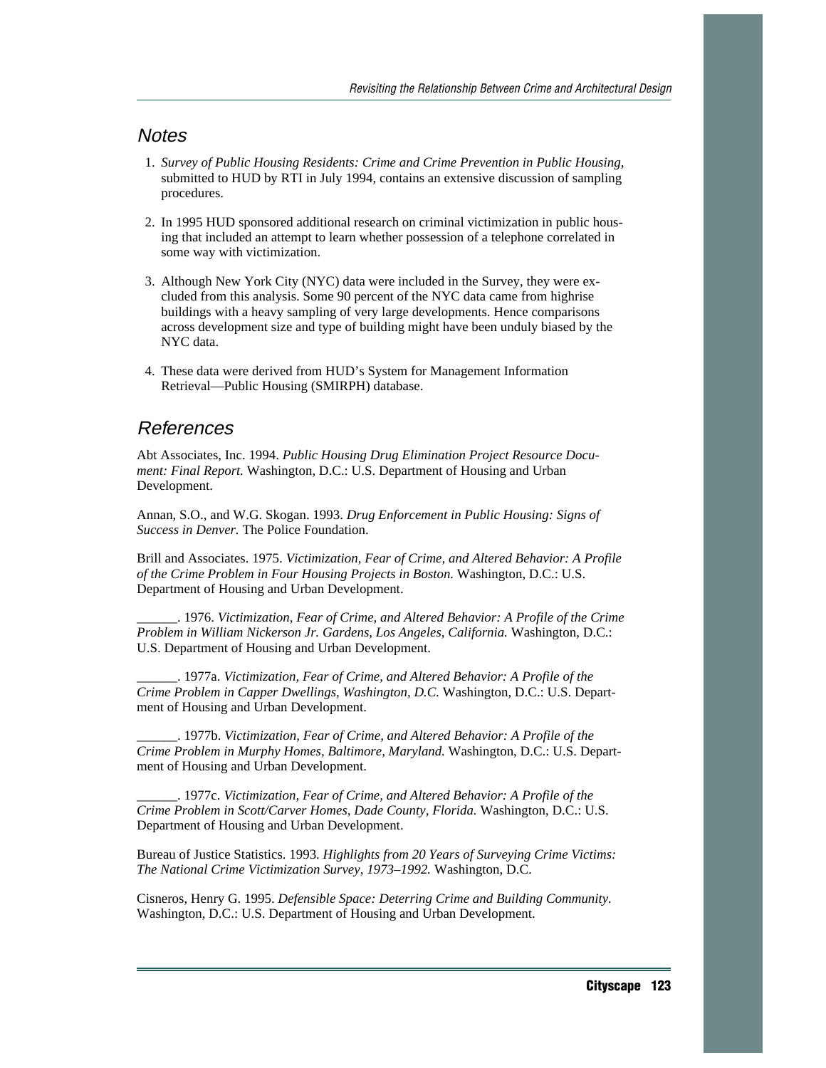## Notes

1. *Survey of Public Housing Residents: Crime and Crime Prevention in Public Housing,* submitted to HUD by RTI in July 1994, contains an extensive discussion of sampling procedures.

2. In 1995 HUD sponsored additional research on criminal victimization in public housing that included an attempt to learn whether possession of a telephone correlated in some way with victimization.

3. Although New York City (NYC) data were included in the Survey, they were excluded from this analysis. Some 90 percent of the NYC data came from highrise buildings with a heavy sampling of very large developments. Hence comparisons across development size and type of building might have been unduly biased by the NYC data.

4. These data were derived from HUD's System for Management Information Retrieval—Public Housing (SMIRPH) database.

## References

Abt Associates, Inc. 1994. *Public Housing Drug Elimination Project Resource Document: Final Report.* Washington, D.C.: U.S. Department of Housing and Urban Development.

Annan, S.O., and W.G. Skogan. 1993. *Drug Enforcement in Public Housing: Signs of Success in Denver.* The Police Foundation.

Brill and Associates. 1975. *Victimization, Fear of Crime, and Altered Behavior: A Profile of the Crime Problem in Four Housing Projects in Boston.* Washington, D.C.: U.S. Department of Housing and Urban Development.

______. 1976. *Victimization, Fear of Crime, and Altered Behavior: A Profile of the Crime Problem in William Nickerson Jr. Gardens, Los Angeles, California.* Washington, D.C.: U.S. Department of Housing and Urban Development.

______. 1977a. *Victimization, Fear of Crime, and Altered Behavior: A Profile of the Crime Problem in Capper Dwellings, Washington, D.C.* Washington, D.C.: U.S. Department of Housing and Urban Development.

______. 1977b. *Victimization, Fear of Crime, and Altered Behavior: A Profile of the Crime Problem in Murphy Homes, Baltimore, Maryland.* Washington, D.C.: U.S. Department of Housing and Urban Development.

______. 1977c. *Victimization, Fear of Crime, and Altered Behavior: A Profile of the Crime Problem in Scott/Carver Homes, Dade County, Florida.* Washington, D.C.: U.S. Department of Housing and Urban Development.

Bureau of Justice Statistics. 1993. *Highlights from 20 Years of Surveying Crime Victims: The National Crime Victimization Survey, 1973–1992.* Washington, D.C.

Cisneros, Henry G. 1995. *Defensible Space: Deterring Crime and Building Community.* Washington, D.C.: U.S. Department of Housing and Urban Development.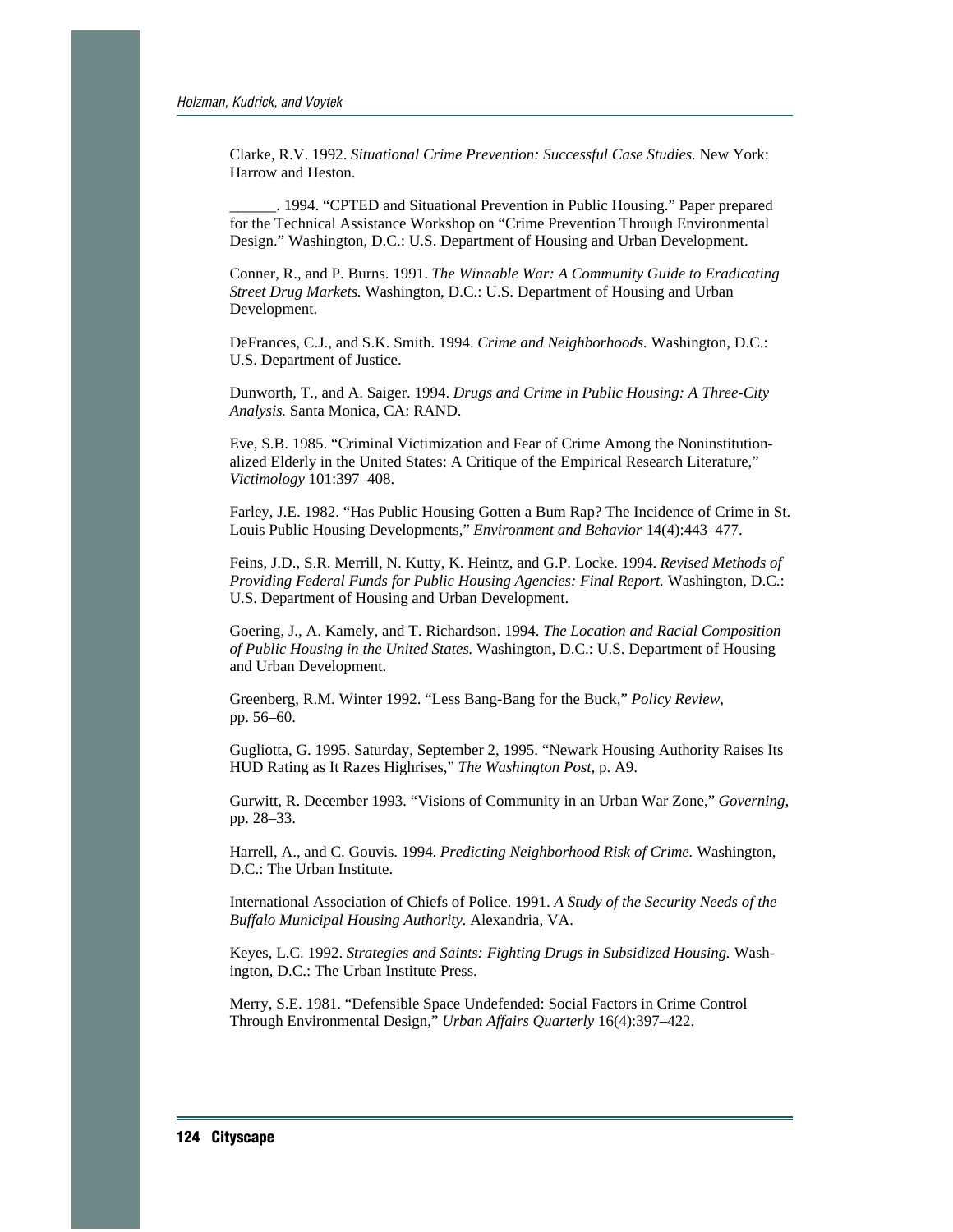Clarke, R.V. 1992. *Situational Crime Prevention: Successful Case Studies.* New York: Harrow and Heston.

______. 1994. "CPTED and Situational Prevention in Public Housing." Paper prepared for the Technical Assistance Workshop on "Crime Prevention Through Environmental Design." Washington, D.C.: U.S. Department of Housing and Urban Development.

Conner, R., and P. Burns. 1991. *The Winnable War: A Community Guide to Eradicating Street Drug Markets.* Washington, D.C.: U.S. Department of Housing and Urban Development.

DeFrances, C.J., and S.K. Smith. 1994. *Crime and Neighborhoods.* Washington, D.C.: U.S. Department of Justice.

Dunworth, T., and A. Saiger. 1994. *Drugs and Crime in Public Housing: A Three-City Analysis.* Santa Monica, CA: RAND.

Eve, S.B. 1985. "Criminal Victimization and Fear of Crime Among the Noninstitutionalized Elderly in the United States: A Critique of the Empirical Research Literature," *Victimology* 101:397–408.

Farley, J.E. 1982. "Has Public Housing Gotten a Bum Rap? The Incidence of Crime in St. Louis Public Housing Developments," *Environment and Behavior* 14(4):443–477.

Feins, J.D., S.R. Merrill, N. Kutty, K. Heintz, and G.P. Locke. 1994. *Revised Methods of Providing Federal Funds for Public Housing Agencies: Final Report.* Washington, D.C.: U.S. Department of Housing and Urban Development.

Goering, J., A. Kamely, and T. Richardson. 1994. *The Location and Racial Composition of Public Housing in the United States.* Washington, D.C.: U.S. Department of Housing and Urban Development.

Greenberg, R.M. Winter 1992. "Less Bang-Bang for the Buck," *Policy Review,* pp. 56–60.

Gugliotta, G. 1995. Saturday, September 2, 1995. "Newark Housing Authority Raises Its HUD Rating as It Razes Highrises," *The Washington Post,* p. A9.

Gurwitt, R. December 1993. "Visions of Community in an Urban War Zone," *Governing,* pp. 28–33.

Harrell, A., and C. Gouvis. 1994. *Predicting Neighborhood Risk of Crime.* Washington, D.C.: The Urban Institute.

International Association of Chiefs of Police. 1991. *A Study of the Security Needs of the Buffalo Municipal Housing Authority.* Alexandria, VA.

Keyes, L.C. 1992. *Strategies and Saints: Fighting Drugs in Subsidized Housing.* Washington, D.C.: The Urban Institute Press.

Merry, S.E. 1981. "Defensible Space Undefended: Social Factors in Crime Control Through Environmental Design," *Urban Affairs Quarterly* 16(4):397–422.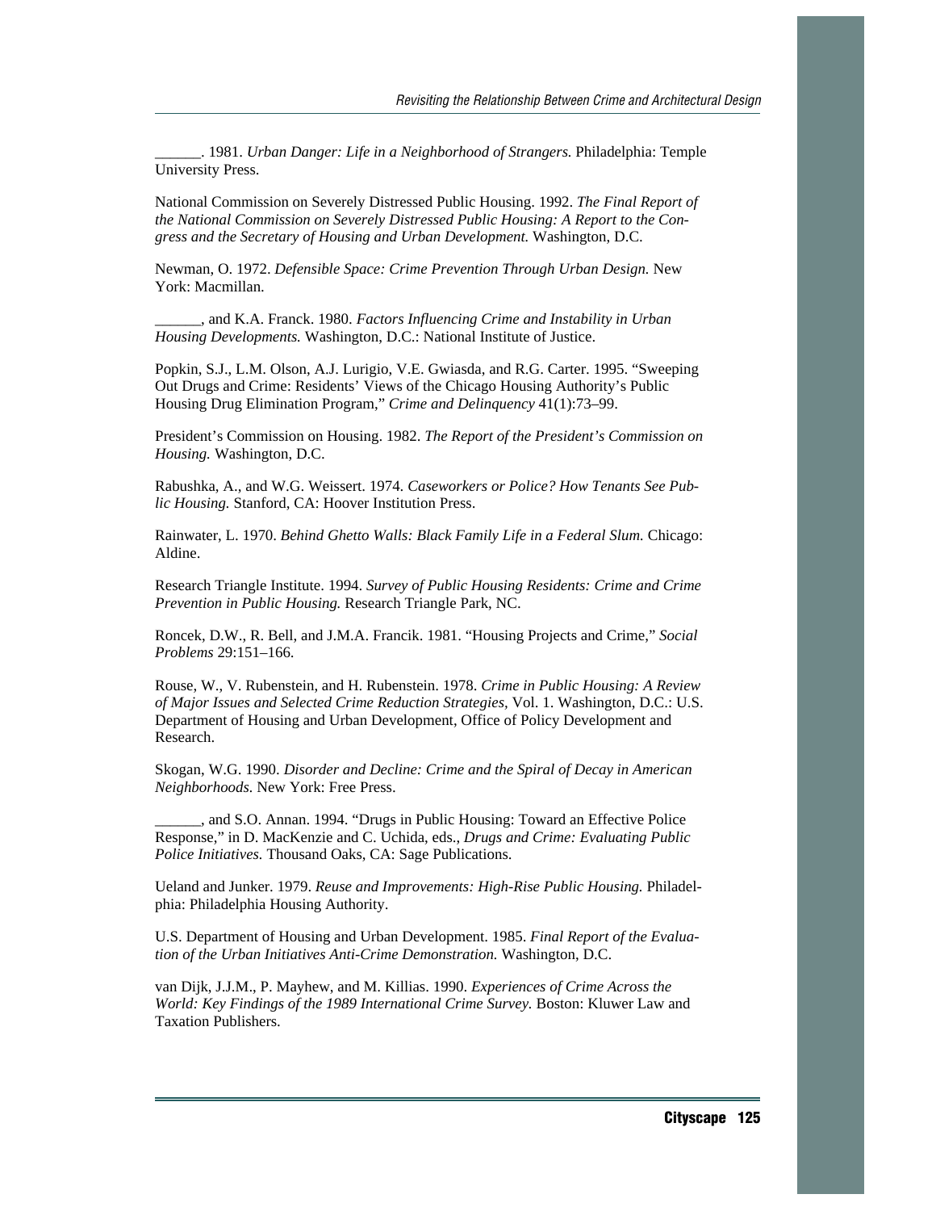______. 1981. *Urban Danger: Life in a Neighborhood of Strangers.* Philadelphia: Temple University Press.

National Commission on Severely Distressed Public Housing. 1992. *The Final Report of the National Commission on Severely Distressed Public Housing: A Report to the Congress and the Secretary of Housing and Urban Development.* Washington, D.C.

Newman, O. 1972. *Defensible Space: Crime Prevention Through Urban Design.* New York: Macmillan.

______, and K.A. Franck. 1980. *Factors Influencing Crime and Instability in Urban Housing Developments.* Washington, D.C.: National Institute of Justice.

Popkin, S.J., L.M. Olson, A.J. Lurigio, V.E. Gwiasda, and R.G. Carter. 1995. "Sweeping Out Drugs and Crime: Residents' Views of the Chicago Housing Authority's Public Housing Drug Elimination Program," *Crime and Delinquency* 41(1):73–99.

President's Commission on Housing. 1982. *The Report of the President's Commission on Housing.* Washington, D.C.

Rabushka, A., and W.G. Weissert. 1974. *Caseworkers or Police? How Tenants See Public Housing.* Stanford, CA: Hoover Institution Press.

Rainwater, L. 1970. *Behind Ghetto Walls: Black Family Life in a Federal Slum.* Chicago: Aldine.

Research Triangle Institute. 1994. *Survey of Public Housing Residents: Crime and Crime Prevention in Public Housing.* Research Triangle Park, NC.

Roncek, D.W., R. Bell, and J.M.A. Francik. 1981. "Housing Projects and Crime," *Social Problems* 29:151–166.

Rouse, W., V. Rubenstein, and H. Rubenstein. 1978. *Crime in Public Housing: A Review of Major Issues and Selected Crime Reduction Strategies,* Vol. 1. Washington, D.C.: U.S. Department of Housing and Urban Development, Office of Policy Development and Research.

Skogan, W.G. 1990. *Disorder and Decline: Crime and the Spiral of Decay in American Neighborhoods.* New York: Free Press.

______, and S.O. Annan. 1994. "Drugs in Public Housing: Toward an Effective Police Response," in D. MacKenzie and C. Uchida, eds., *Drugs and Crime: Evaluating Public Police Initiatives.* Thousand Oaks, CA: Sage Publications.

Ueland and Junker. 1979. *Reuse and Improvements: High-Rise Public Housing.* Philadelphia: Philadelphia Housing Authority.

U.S. Department of Housing and Urban Development. 1985. *Final Report of the Evaluation of the Urban Initiatives Anti-Crime Demonstration.* Washington, D.C.

van Dijk, J.J.M., P. Mayhew, and M. Killias. 1990. *Experiences of Crime Across the World: Key Findings of the 1989 International Crime Survey.* Boston: Kluwer Law and Taxation Publishers.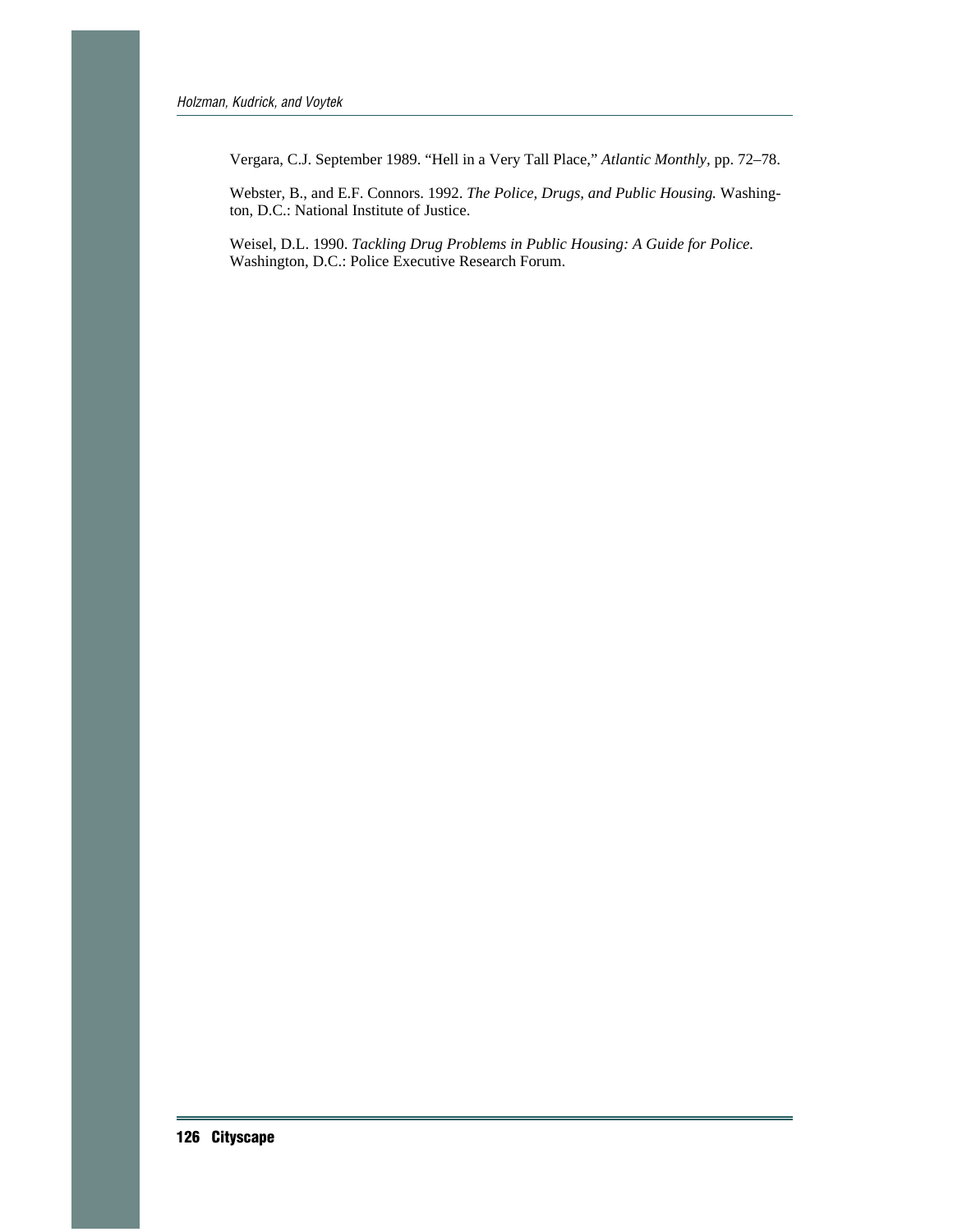Vergara, C.J. September 1989. “Hell in a Very Tall Place,” *Atlantic Monthly*, pp. 72–78.

Webster, B., and E.F. Connors. 1992. *The Police, Drugs, and Public Housing.* Washington, D.C.: National Institute of Justice.

Weisel, D.L. 1990. *Tackling Drug Problems in Public Housing: A Guide for Police.* Washington, D.C.: Police Executive Research Forum.